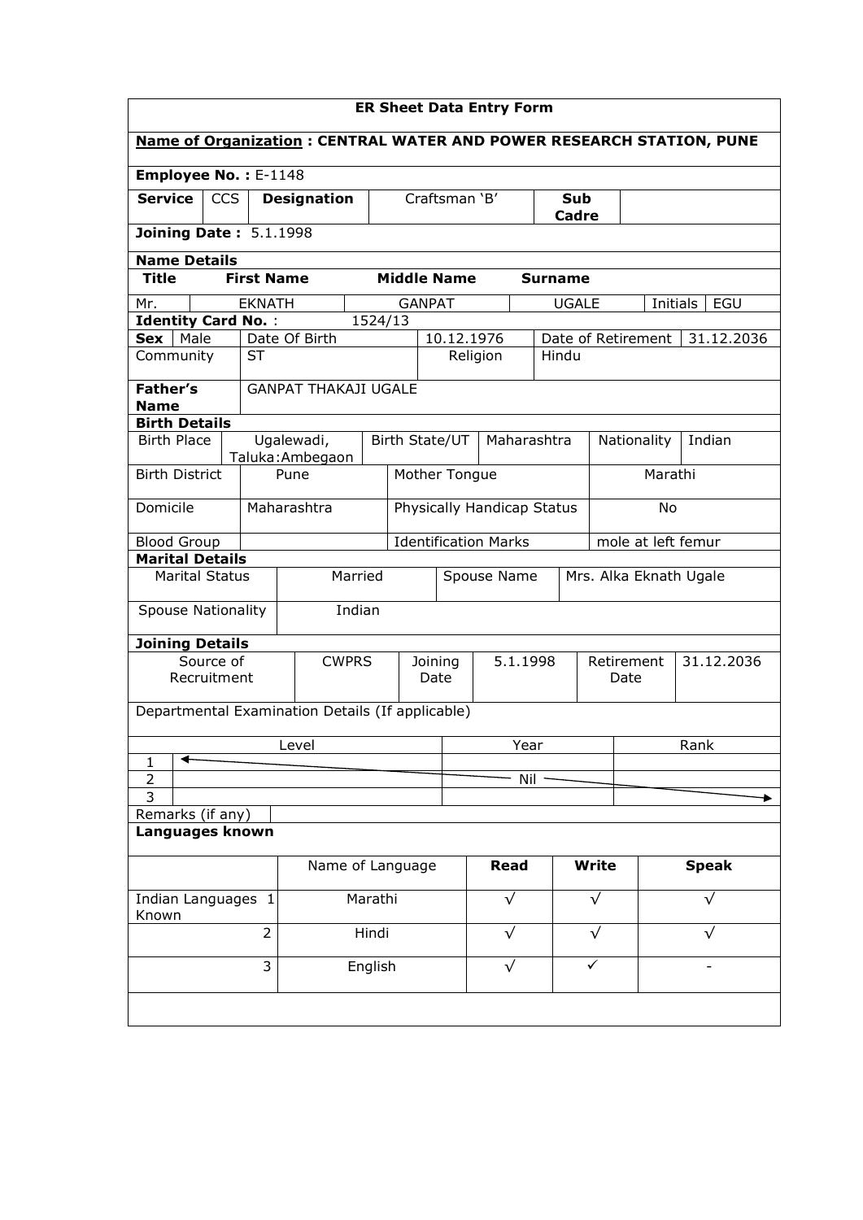# ER Sheet Data Entry Form

**Name of Organization : CENTRAL WATER AND POWER RESEARCH STATION, PUNE**

**Employee No. :** E-1148

| **Service** | CCS | **Designation** | Craftsman 'B' | **Sub Cadre** | |
|---|---|---|---|---|---|

**Joining Date :** 5.1.1998

**Name Details**

| **Title** | **First Name** | **Middle Name** | **Surname** | | |
|---|---|---|---|---|---|
| Mr. | EKNATH | GANPAT | UGALE | Initials | EGU |

**Identity Card No. :** 1524/13

| **Sex** | Male | Date Of Birth | 10.12.1976 | Date of Retirement | 31.12.2036 |
|---|---|---|---|---|---|
| Community | ST | Religion | Hindu | | |

| **Father's Name** | GANPAT THAKAJI UGALE |
|---|---|

**Birth Details**

| Birth Place | Ugalewadi, Taluka:Ambegaon | Birth State/UT | Maharashtra | Nationality | Indian |
|---|---|---|---|---|---|
| Birth District | Pune | Mother Tongue | | Marathi | |
| Domicile | Maharashtra | Physically Handicap Status | | No | |
| Blood Group | | Identification Marks | | mole at left femur | |

**Marital Details**

| Marital Status | Married | Spouse Name | Mrs. Alka Eknath Ugale |
|---|---|---|---|
| Spouse Nationality | Indian | | |

**Joining Details**

| Source of Recruitment | CWPRS | Joining Date | 5.1.1998 | Retirement Date | 31.12.2036 |
|---|---|---|---|---|---|

Departmental Examination Details (If applicable)

| | Level | Year | Rank |
|---|---|---|---|
| 1 | | | |
| 2 | | Nil | |
| 3 | | | |

Remarks (if any)

**Languages known**

| | Name of Language | **Read** | **Write** | **Speak** |
|---|---|---|---|---|
| Indian Languages Known 1 | Marathi | √ | √ | √ |
| 2 | Hindi | √ | √ | √ |
| 3 | English | √ | ✓ | - |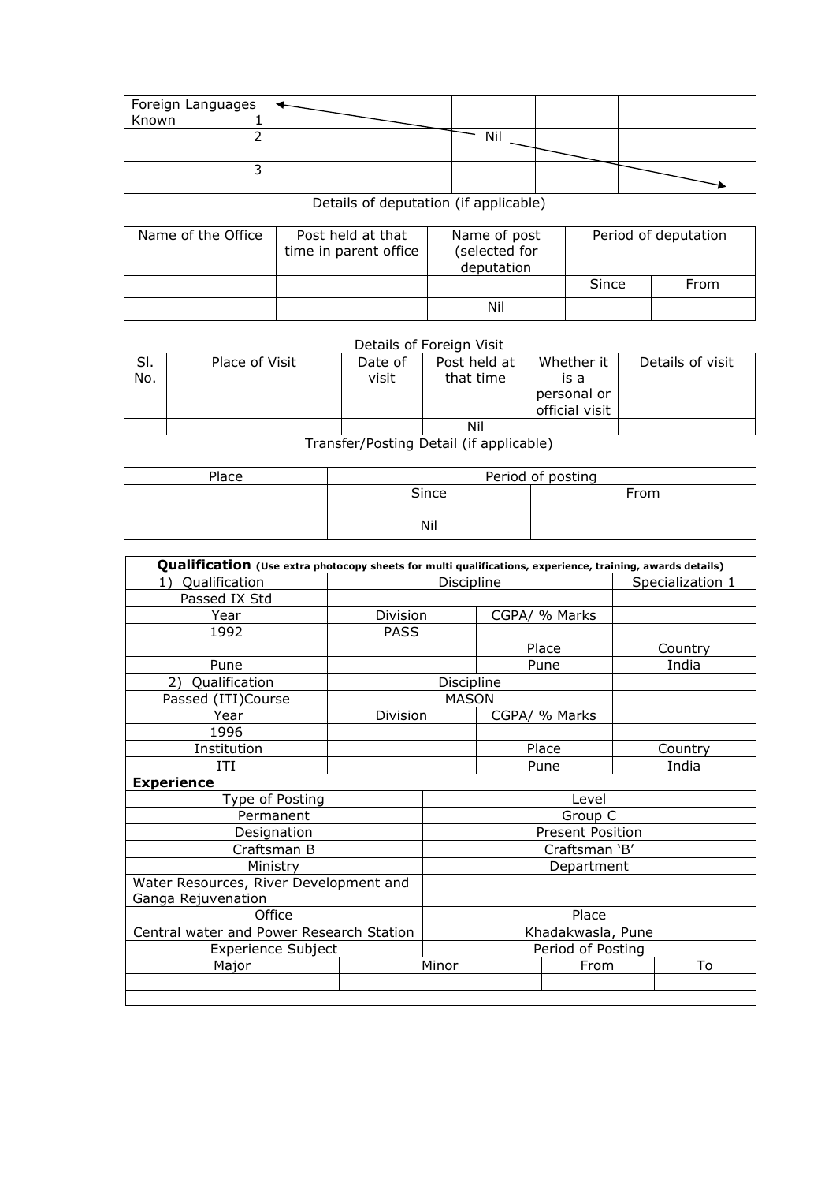| Foreign Languages Known 1 | | | | |
|---|---|---|---|---|
| 2 | | Nil | | |
| 3 | | | | |

Details of deputation (if applicable)

| Name of the Office | Post held at that time in parent office | Name of post (selected for deputation | Period of deputation | |
|---|---|---|---|---|
| | | | Since | From |
| | | Nil | | |

Details of Foreign Visit

| Sl. No. | Place of Visit | Date of visit | Post held at that time | Whether it is a personal or official visit | Details of visit |
|---|---|---|---|---|---|
| | | | Nil | | |

Transfer/Posting Detail (if applicable)

| Place | Period of posting | |
|---|---|---|
| | Since | From |
| | Nil | |

| **Qualification** (Use extra photocopy sheets for multi qualifications, experience, training, awards details) | | | |
|---|---|---|---|
| 1) Qualification | Discipline | | Specialization 1 |
| Passed IX Std | | | |
| Year | Division | CGPA/ % Marks | |
| 1992 | PASS | | |
| | | Place | Country |
| Pune | | Pune | India |
| 2) Qualification | Discipline | | |
| Passed (ITI)Course | MASON | | |
| Year | Division | CGPA/ % Marks | |
| 1996 | | | |
| Institution | | Place | Country |
| ITI | | Pune | India |

| **Experience** | | | |
|---|---|---|---|
| Type of Posting | Level | | |
| Permanent | Group C | | |
| Designation | Present Position | | |
| Craftsman B | Craftsman 'B' | | |
| Ministry | Department | | |
| Water Resources, River Development and Ganga Rejuvenation | | | |
| Office | Place | | |
| Central water and Power Research Station | Khadakwasla, Pune | | |
| Experience Subject | | Period of Posting | |
| Major | Minor | From | To |
| | | | |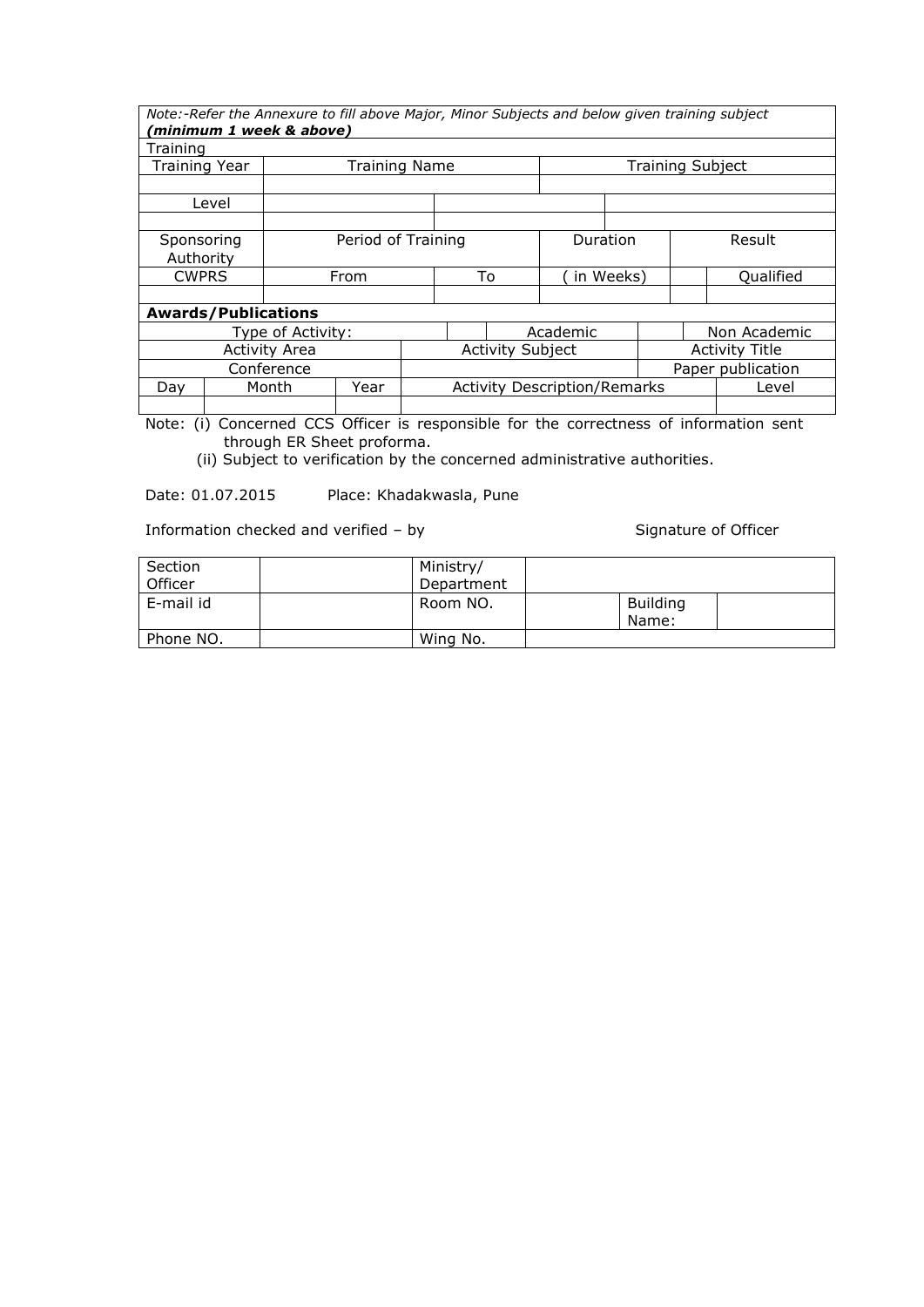| *Note:-Refer the Annexure to fill above Major, Minor Subjects and below given training subject* ***(minimum 1 week & above)*** | | | | | |
|---|---|---|---|---|---|
| Training | | | | | |
| Training Year | Training Name | | Training Subject | | |
| | | | | | |
| Level | | | | | |
| | | | | | |
| Sponsoring Authority | Period of Training | | Duration | Result | |
| CWPRS | From | To | ( in Weeks) | | Qualified |
| | | | | | |

| **Awards/Publications** | | | | | | | |
|---|---|---|---|---|---|---|---|
| Type of Activity: | | | | Academic | | Non Academic | |
| Activity Area | | | Activity Subject | | Activity Title | | |
| Conference | | | | | Paper publication | | |
| Day | Month | Year | Activity Description/Remarks | | | | Level |
| | | | | | | | |

Note: (i) Concerned CCS Officer is responsible for the correctness of information sent through ER Sheet proforma.

(ii) Subject to verification by the concerned administrative authorities.

Date: 01.07.2015 Place: Khadakwasla, Pune

Information checked and verified – by Signature of Officer

| | | | | | |
|---|---|---|---|---|---|
| Section Officer | | Ministry/ Department | | | |
| E-mail id | | Room NO. | | Building Name: | |
| Phone NO. | | Wing No. | | | |